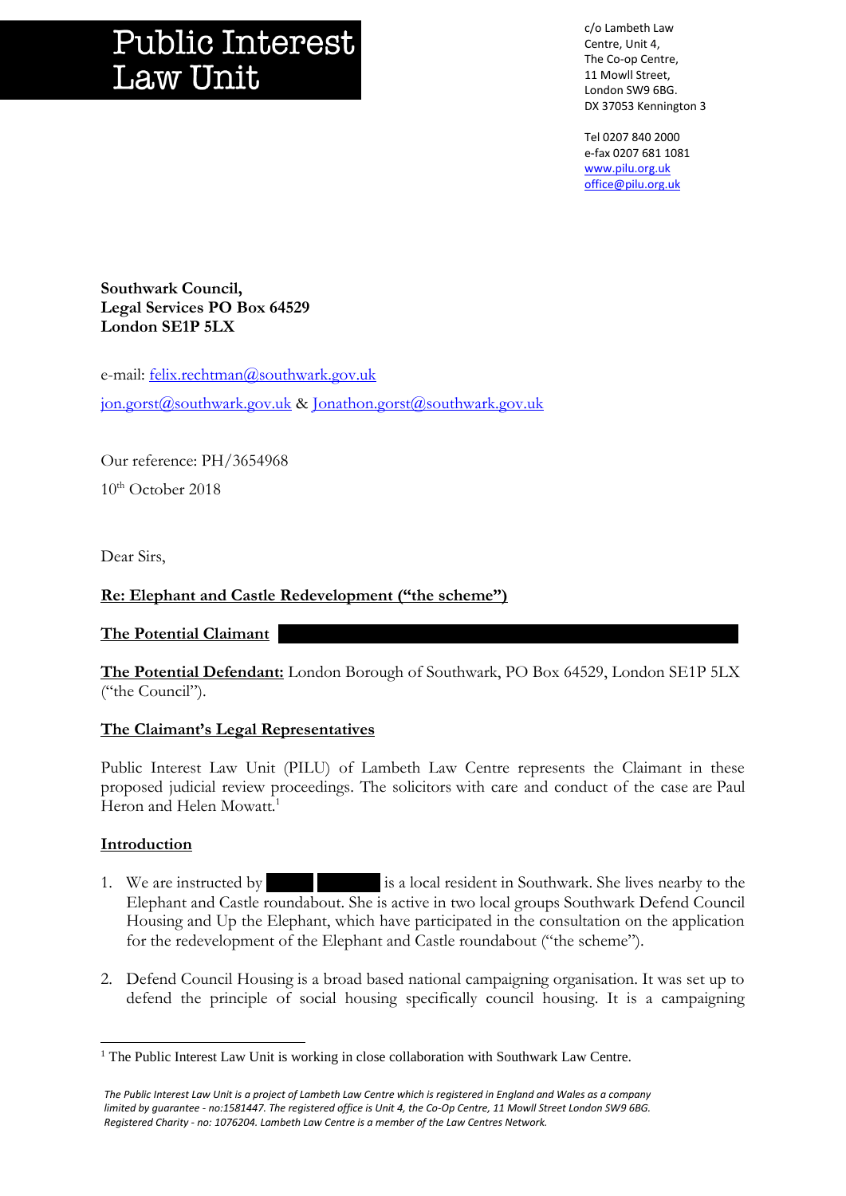# Public Interest Law Unit

c/o Lambeth Law Centre, Unit 4,
The Co-op Centre,
11 Mowll Street,
London SW9 6BG.
DX 37053 Kennington 3

Tel 0207 840 2000
e-fax 0207 681 1081
www.pilu.org.uk
office@pilu.org.uk

**Southwark Council,**
**Legal Services PO Box 64529**
**London SE1P 5LX**

e-mail: felix.rechtman@southwark.gov.uk

jon.gorst@southwark.gov.uk & Jonathon.gorst@southwark.gov.uk

Our reference: PH/3654968

10th October 2018

Dear Sirs,

**Re: Elephant and Castle Redevelopment ("the scheme")**

**The Potential Claimant**

**The Potential Defendant:** London Borough of Southwark, PO Box 64529, London SE1P 5LX ("the Council").

**The Claimant's Legal Representatives**

Public Interest Law Unit (PILU) of Lambeth Law Centre represents the Claimant in these proposed judicial review proceedings. The solicitors with care and conduct of the case are Paul Heron and Helen Mowatt.[1]

**Introduction**

1. We are instructed by is a local resident in Southwark. She lives nearby to the Elephant and Castle roundabout. She is active in two local groups Southwark Defend Council Housing and Up the Elephant, which have participated in the consultation on the application for the redevelopment of the Elephant and Castle roundabout ("the scheme").

2. Defend Council Housing is a broad based national campaigning organisation. It was set up to defend the principle of social housing specifically council housing. It is a campaigning

[1] The Public Interest Law Unit is working in close collaboration with Southwark Law Centre.

*The Public Interest Law Unit is a project of Lambeth Law Centre which is registered in England and Wales as a company limited by guarantee - no:1581447. The registered office is Unit 4, the Co-Op Centre, 11 Mowll Street London SW9 6BG. Registered Charity - no: 1076204. Lambeth Law Centre is a member of the Law Centres Network.*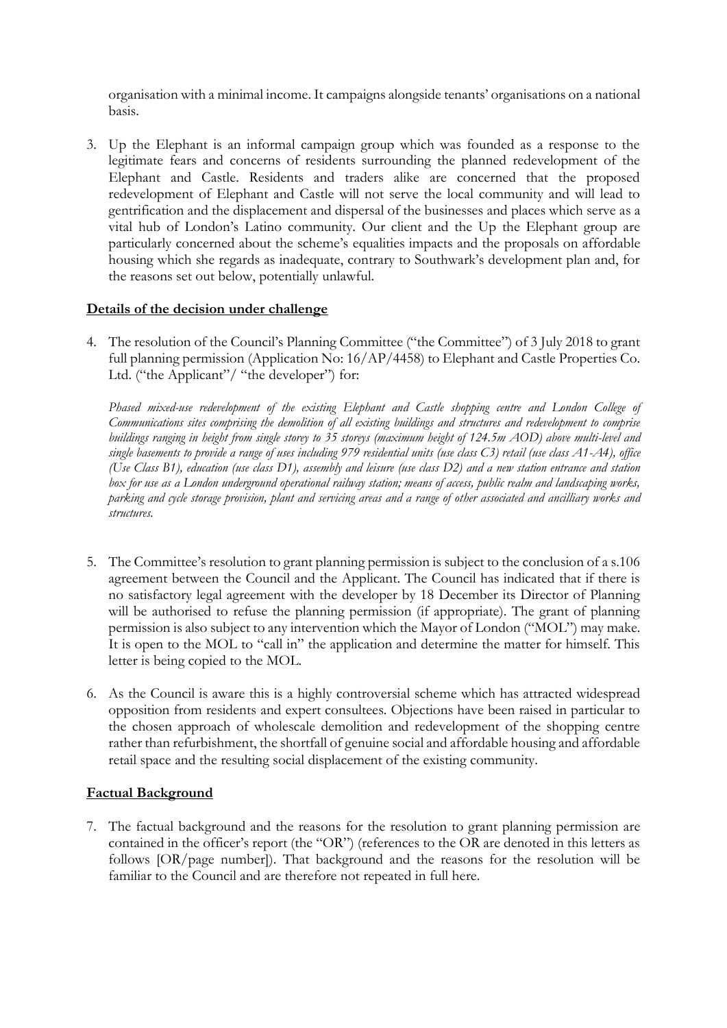organisation with a minimal income. It campaigns alongside tenants' organisations on a national basis.

3. Up the Elephant is an informal campaign group which was founded as a response to the legitimate fears and concerns of residents surrounding the planned redevelopment of the Elephant and Castle. Residents and traders alike are concerned that the proposed redevelopment of Elephant and Castle will not serve the local community and will lead to gentrification and the displacement and dispersal of the businesses and places which serve as a vital hub of London's Latino community. Our client and the Up the Elephant group are particularly concerned about the scheme's equalities impacts and the proposals on affordable housing which she regards as inadequate, contrary to Southwark's development plan and, for the reasons set out below, potentially unlawful.

**Details of the decision under challenge**

4. The resolution of the Council's Planning Committee ("the Committee") of 3 July 2018 to grant full planning permission (Application No: 16/AP/4458) to Elephant and Castle Properties Co. Ltd. ("the Applicant"/ "the developer") for:

*Phased mixed-use redevelopment of the existing Elephant and Castle shopping centre and London College of Communications sites comprising the demolition of all existing buildings and structures and redevelopment to comprise buildings ranging in height from single storey to 35 storeys (maximum height of 124.5m AOD) above multi-level and single basements to provide a range of uses including 979 residential units (use class C3) retail (use class A1-A4), office (Use Class B1), education (use class D1), assembly and leisure (use class D2) and a new station entrance and station box for use as a London underground operational railway station; means of access, public realm and landscaping works, parking and cycle storage provision, plant and servicing areas and a range of other associated and ancilliary works and structures.*

5. The Committee's resolution to grant planning permission is subject to the conclusion of a s.106 agreement between the Council and the Applicant. The Council has indicated that if there is no satisfactory legal agreement with the developer by 18 December its Director of Planning will be authorised to refuse the planning permission (if appropriate). The grant of planning permission is also subject to any intervention which the Mayor of London ("MOL") may make. It is open to the MOL to "call in" the application and determine the matter for himself. This letter is being copied to the MOL.

6. As the Council is aware this is a highly controversial scheme which has attracted widespread opposition from residents and expert consultees. Objections have been raised in particular to the chosen approach of wholescale demolition and redevelopment of the shopping centre rather than refurbishment, the shortfall of genuine social and affordable housing and affordable retail space and the resulting social displacement of the existing community.

**Factual Background**

7. The factual background and the reasons for the resolution to grant planning permission are contained in the officer's report (the "OR") (references to the OR are denoted in this letters as follows [OR/page number]). That background and the reasons for the resolution will be familiar to the Council and are therefore not repeated in full here.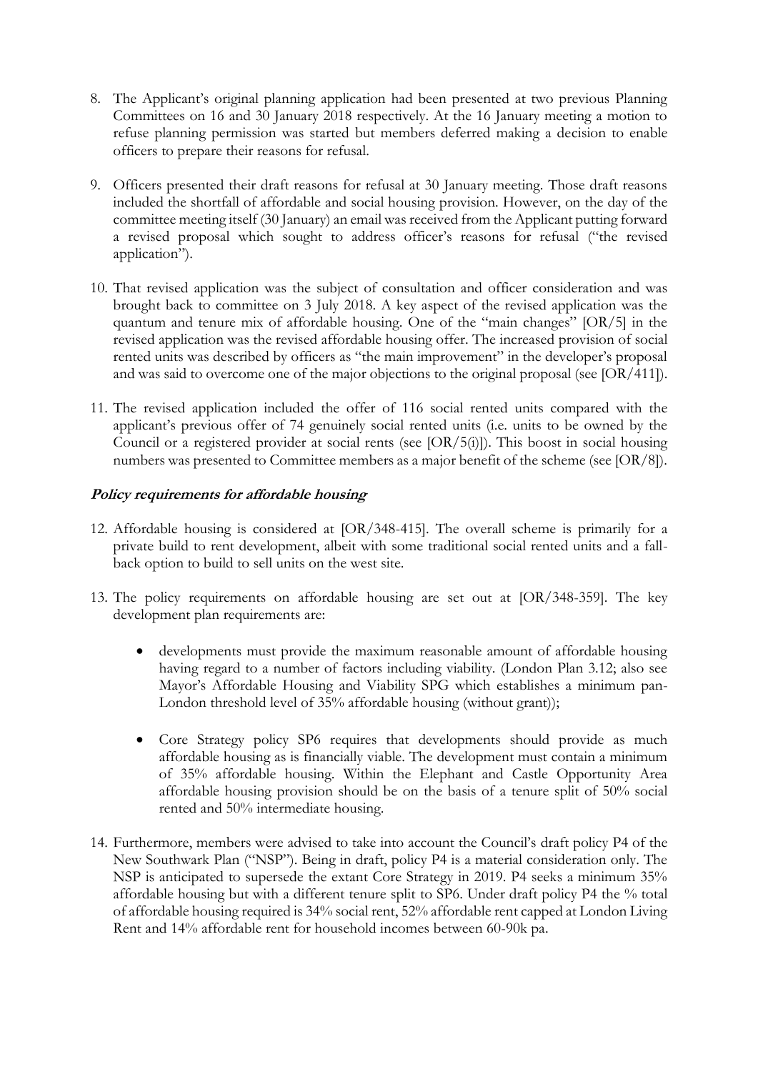8. The Applicant's original planning application had been presented at two previous Planning Committees on 16 and 30 January 2018 respectively. At the 16 January meeting a motion to refuse planning permission was started but members deferred making a decision to enable officers to prepare their reasons for refusal.

9. Officers presented their draft reasons for refusal at 30 January meeting. Those draft reasons included the shortfall of affordable and social housing provision. However, on the day of the committee meeting itself (30 January) an email was received from the Applicant putting forward a revised proposal which sought to address officer's reasons for refusal ("the revised application").

10. That revised application was the subject of consultation and officer consideration and was brought back to committee on 3 July 2018. A key aspect of the revised application was the quantum and tenure mix of affordable housing. One of the "main changes" [OR/5] in the revised application was the revised affordable housing offer. The increased provision of social rented units was described by officers as "the main improvement" in the developer's proposal and was said to overcome one of the major objections to the original proposal (see [OR/411]).

11. The revised application included the offer of 116 social rented units compared with the applicant's previous offer of 74 genuinely social rented units (i.e. units to be owned by the Council or a registered provider at social rents (see [OR/5(i)]). This boost in social housing numbers was presented to Committee members as a major benefit of the scheme (see [OR/8]).

### *Policy requirements for affordable housing*

12. Affordable housing is considered at [OR/348-415]. The overall scheme is primarily for a private build to rent development, albeit with some traditional social rented units and a fall-back option to build to sell units on the west site.

13. The policy requirements on affordable housing are set out at [OR/348-359]. The key development plan requirements are:

    - developments must provide the maximum reasonable amount of affordable housing having regard to a number of factors including viability. (London Plan 3.12; also see Mayor's Affordable Housing and Viability SPG which establishes a minimum pan-London threshold level of 35% affordable housing (without grant));

    - Core Strategy policy SP6 requires that developments should provide as much affordable housing as is financially viable. The development must contain a minimum of 35% affordable housing. Within the Elephant and Castle Opportunity Area affordable housing provision should be on the basis of a tenure split of 50% social rented and 50% intermediate housing.

14. Furthermore, members were advised to take into account the Council's draft policy P4 of the New Southwark Plan ("NSP"). Being in draft, policy P4 is a material consideration only. The NSP is anticipated to supersede the extant Core Strategy in 2019. P4 seeks a minimum 35% affordable housing but with a different tenure split to SP6. Under draft policy P4 the % total of affordable housing required is 34% social rent, 52% affordable rent capped at London Living Rent and 14% affordable rent for household incomes between 60-90k pa.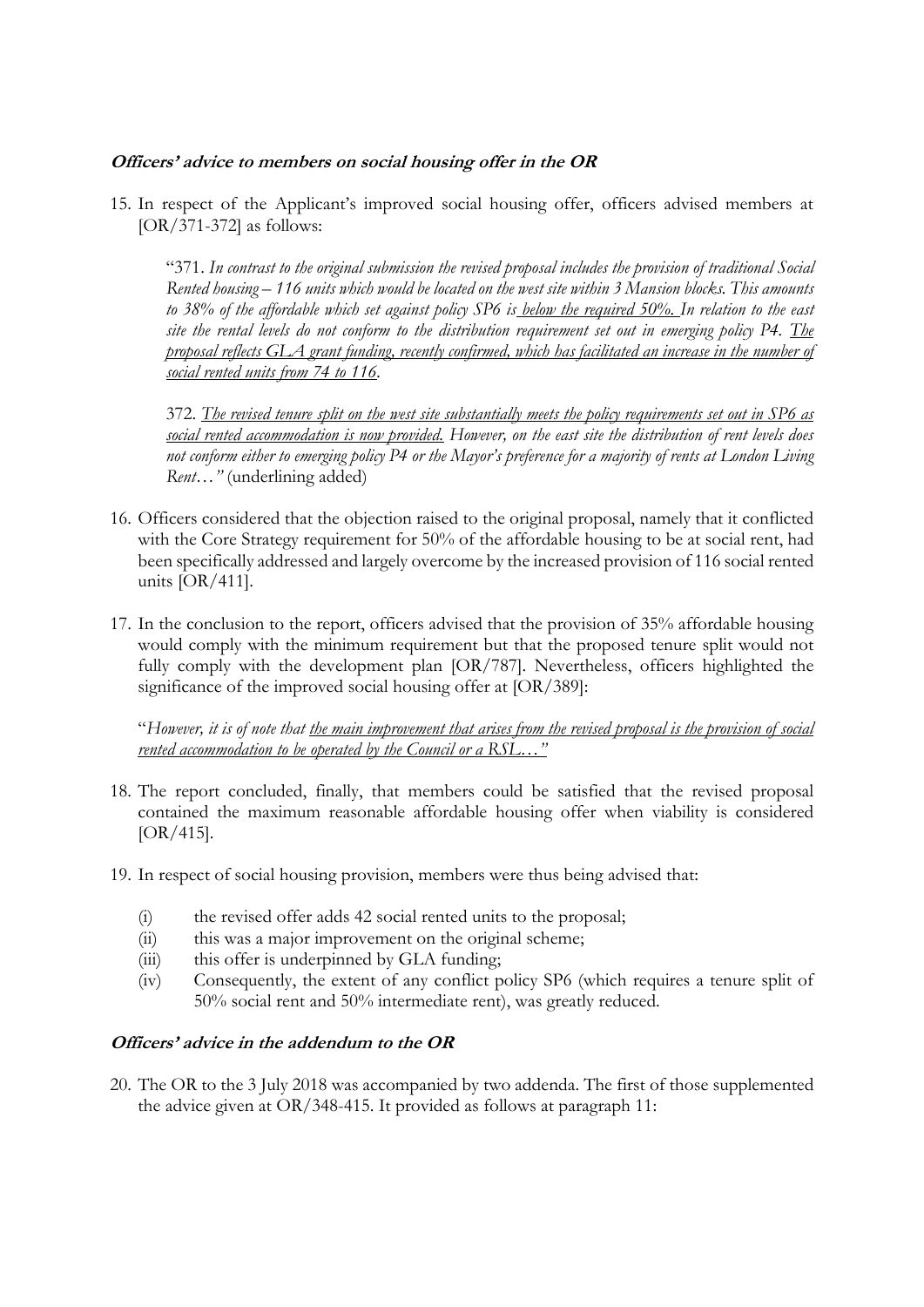***Officers' advice to members on social housing offer in the OR***

15. In respect of the Applicant's improved social housing offer, officers advised members at [OR/371-372] as follows:

    "371. *In contrast to the original submission the revised proposal includes the provision of traditional Social Rented housing – 116 units which would be located on the west site within 3 Mansion blocks. This amounts to 38% of the affordable which set against policy SP6 is <u>below the required 50%.</u> In relation to the east site the rental levels do not conform to the distribution requirement set out in emerging policy P4. <u>The proposal reflects GLA grant funding, recently confirmed, which has facilitated an increase in the number of social rented units from 74 to 116</u>.*

    372. *<u>The revised tenure split on the west site substantially meets the policy requirements set out in SP6 as social rented accommodation is now provided.</u> However, on the east site the distribution of rent levels does not conform either to emerging policy P4 or the Mayor's preference for a majority of rents at London Living Rent…"* (underlining added)

16. Officers considered that the objection raised to the original proposal, namely that it conflicted with the Core Strategy requirement for 50% of the affordable housing to be at social rent, had been specifically addressed and largely overcome by the increased provision of 116 social rented units [OR/411].

17. In the conclusion to the report, officers advised that the provision of 35% affordable housing would comply with the minimum requirement but that the proposed tenure split would not fully comply with the development plan [OR/787]. Nevertheless, officers highlighted the significance of the improved social housing offer at [OR/389]:

    "*However, it is of note that <u>the main improvement that arises from the revised proposal is the provision of social rented accommodation to be operated by the Council or a RSL…"</u>*

18. The report concluded, finally, that members could be satisfied that the revised proposal contained the maximum reasonable affordable housing offer when viability is considered [OR/415].

19. In respect of social housing provision, members were thus being advised that:

    (i) the revised offer adds 42 social rented units to the proposal;
    (ii) this was a major improvement on the original scheme;
    (iii) this offer is underpinned by GLA funding;
    (iv) Consequently, the extent of any conflict policy SP6 (which requires a tenure split of 50% social rent and 50% intermediate rent), was greatly reduced.

***Officers' advice in the addendum to the OR***

20. The OR to the 3 July 2018 was accompanied by two addenda. The first of those supplemented the advice given at OR/348-415. It provided as follows at paragraph 11: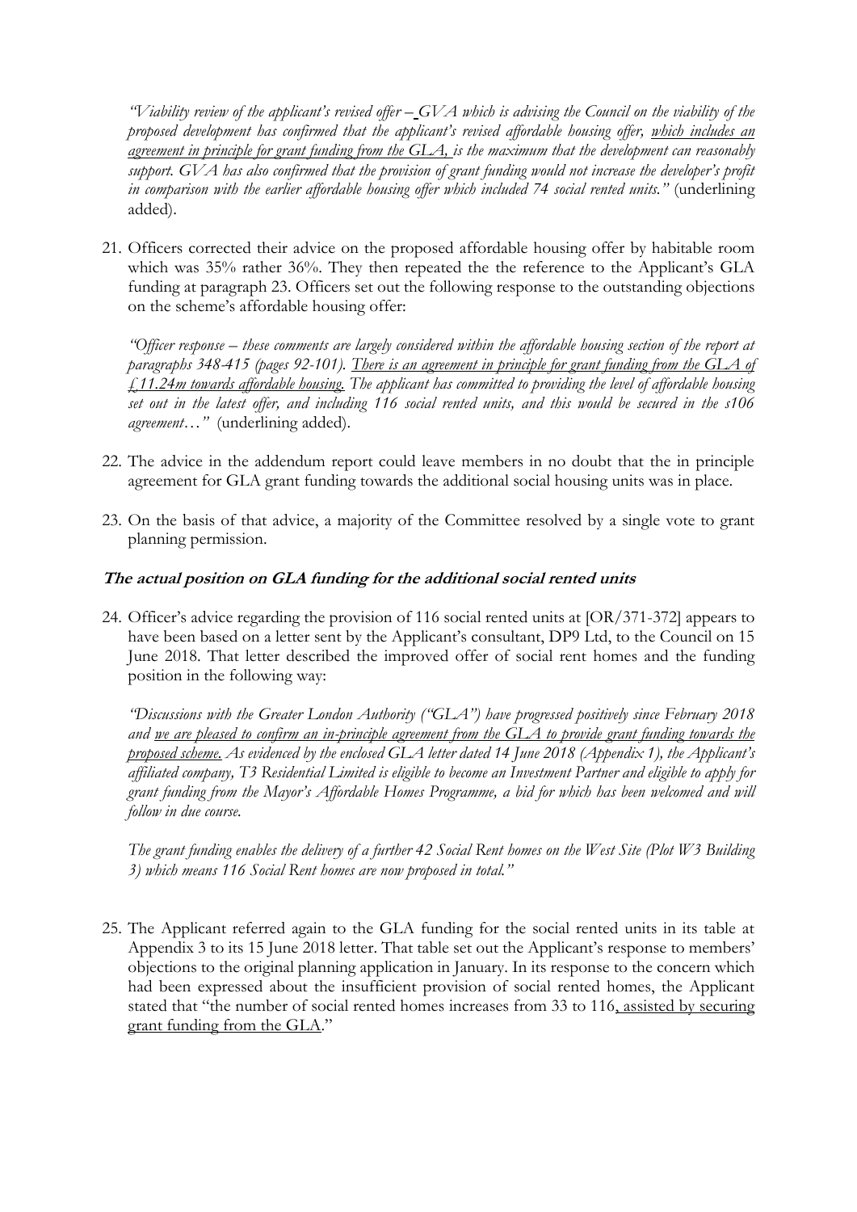*"Viability review of the applicant's revised offer – GVA which is advising the Council on the viability of the proposed development has confirmed that the applicant's revised affordable housing offer, <u>which includes an agreement in principle for grant funding from the GLA,</u> is the maximum that the development can reasonably support. GVA has also confirmed that the provision of grant funding would not increase the developer's profit in comparison with the earlier affordable housing offer which included 74 social rented units."* (underlining added).

21. Officers corrected their advice on the proposed affordable housing offer by habitable room which was 35% rather 36%. They then repeated the the reference to the Applicant's GLA funding at paragraph 23. Officers set out the following response to the outstanding objections on the scheme's affordable housing offer:

    *"Officer response – these comments are largely considered within the affordable housing section of the report at paragraphs 348-415 (pages 92-101). <u>There is an agreement in principle for grant funding from the GLA of £11.24m towards affordable housing.</u> The applicant has committed to providing the level of affordable housing set out in the latest offer, and including 116 social rented units, and this would be secured in the s106 agreement…"* (underlining added).

22. The advice in the addendum report could leave members in no doubt that the in principle agreement for GLA grant funding towards the additional social housing units was in place.

23. On the basis of that advice, a majority of the Committee resolved by a single vote to grant planning permission.

### The actual position on GLA funding for the additional social rented units

24. Officer's advice regarding the provision of 116 social rented units at [OR/371-372] appears to have been based on a letter sent by the Applicant's consultant, DP9 Ltd, to the Council on 15 June 2018. That letter described the improved offer of social rent homes and the funding position in the following way:

    *"Discussions with the Greater London Authority ("GLA") have progressed positively since February 2018 and <u>we are pleased to confirm an in-principle agreement from the GLA to provide grant funding towards the proposed scheme.</u> As evidenced by the enclosed GLA letter dated 14 June 2018 (Appendix 1), the Applicant's affiliated company, T3 Residential Limited is eligible to become an Investment Partner and eligible to apply for grant funding from the Mayor's Affordable Homes Programme, a bid for which has been welcomed and will follow in due course.*

    *The grant funding enables the delivery of a further 42 Social Rent homes on the West Site (Plot W3 Building 3) which means 116 Social Rent homes are now proposed in total."*

25. The Applicant referred again to the GLA funding for the social rented units in its table at Appendix 3 to its 15 June 2018 letter. That table set out the Applicant's response to members' objections to the original planning application in January. In its response to the concern which had been expressed about the insufficient provision of social rented homes, the Applicant stated that "the number of social rented homes increases from 33 to 116<u>, assisted by securing grant funding from the GLA</u>."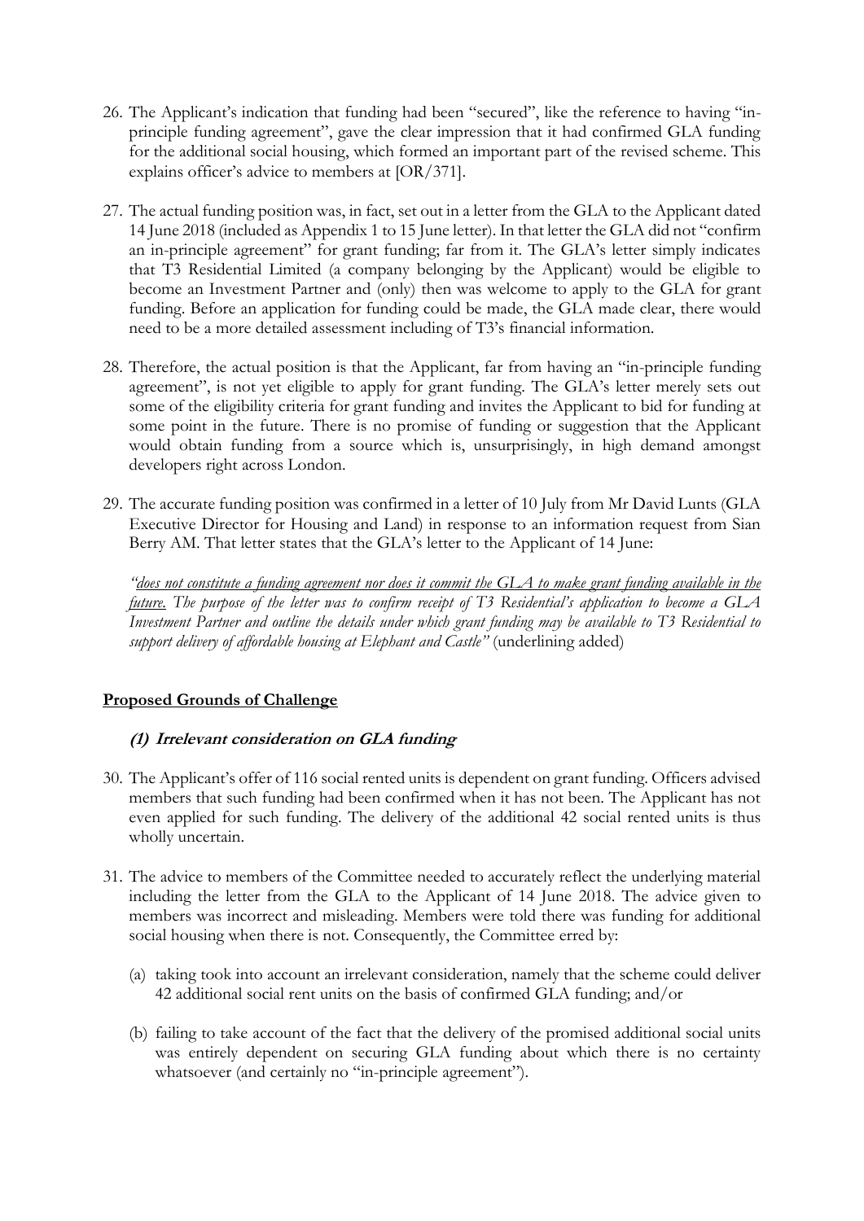26. The Applicant's indication that funding had been "secured", like the reference to having "in-principle funding agreement", gave the clear impression that it had confirmed GLA funding for the additional social housing, which formed an important part of the revised scheme. This explains officer's advice to members at [OR/371].

27. The actual funding position was, in fact, set out in a letter from the GLA to the Applicant dated 14 June 2018 (included as Appendix 1 to 15 June letter). In that letter the GLA did not "confirm an in-principle agreement" for grant funding; far from it. The GLA's letter simply indicates that T3 Residential Limited (a company belonging by the Applicant) would be eligible to become an Investment Partner and (only) then was welcome to apply to the GLA for grant funding. Before an application for funding could be made, the GLA made clear, there would need to be a more detailed assessment including of T3's financial information.

28. Therefore, the actual position is that the Applicant, far from having an "in-principle funding agreement", is not yet eligible to apply for grant funding. The GLA's letter merely sets out some of the eligibility criteria for grant funding and invites the Applicant to bid for funding at some point in the future. There is no promise of funding or suggestion that the Applicant would obtain funding from a source which is, unsurprisingly, in high demand amongst developers right across London.

29. The accurate funding position was confirmed in a letter of 10 July from Mr David Lunts (GLA Executive Director for Housing and Land) in response to an information request from Sian Berry AM. That letter states that the GLA's letter to the Applicant of 14 June:

   *"<u>does not constitute a funding agreement nor does it commit the GLA to make grant funding available in the future.</u> The purpose of the letter was to confirm receipt of T3 Residential's application to become a GLA Investment Partner and outline the details under which grant funding may be available to T3 Residential to support delivery of affordable housing at Elephant and Castle"* (underlining added)

## <u>Proposed Grounds of Challenge</u>

### *(1) Irrelevant consideration on GLA funding*

30. The Applicant's offer of 116 social rented units is dependent on grant funding. Officers advised members that such funding had been confirmed when it has not been. The Applicant has not even applied for such funding. The delivery of the additional 42 social rented units is thus wholly uncertain.

31. The advice to members of the Committee needed to accurately reflect the underlying material including the letter from the GLA to the Applicant of 14 June 2018. The advice given to members was incorrect and misleading. Members were told there was funding for additional social housing when there is not. Consequently, the Committee erred by:

   (a) taking took into account an irrelevant consideration, namely that the scheme could deliver 42 additional social rent units on the basis of confirmed GLA funding; and/or

   (b) failing to take account of the fact that the delivery of the promised additional social units was entirely dependent on securing GLA funding about which there is no certainty whatsoever (and certainly no "in-principle agreement").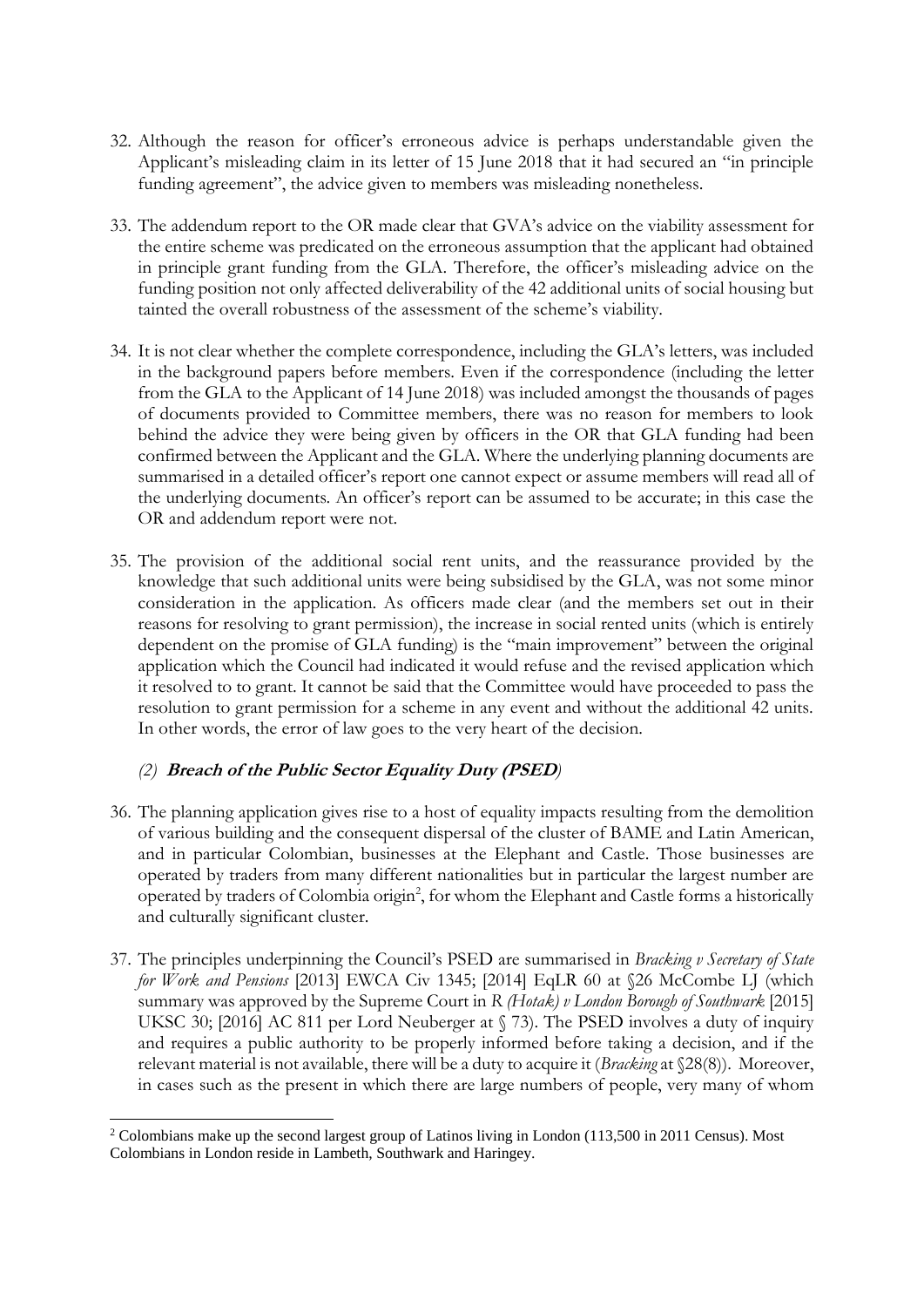32. Although the reason for officer's erroneous advice is perhaps understandable given the Applicant's misleading claim in its letter of 15 June 2018 that it had secured an "in principle funding agreement", the advice given to members was misleading nonetheless.

33. The addendum report to the OR made clear that GVA's advice on the viability assessment for the entire scheme was predicated on the erroneous assumption that the applicant had obtained in principle grant funding from the GLA. Therefore, the officer's misleading advice on the funding position not only affected deliverability of the 42 additional units of social housing but tainted the overall robustness of the assessment of the scheme's viability.

34. It is not clear whether the complete correspondence, including the GLA's letters, was included in the background papers before members. Even if the correspondence (including the letter from the GLA to the Applicant of 14 June 2018) was included amongst the thousands of pages of documents provided to Committee members, there was no reason for members to look behind the advice they were being given by officers in the OR that GLA funding had been confirmed between the Applicant and the GLA. Where the underlying planning documents are summarised in a detailed officer's report one cannot expect or assume members will read all of the underlying documents. An officer's report can be assumed to be accurate; in this case the OR and addendum report were not.

35. The provision of the additional social rent units, and the reassurance provided by the knowledge that such additional units were being subsidised by the GLA, was not some minor consideration in the application. As officers made clear (and the members set out in their reasons for resolving to grant permission), the increase in social rented units (which is entirely dependent on the promise of GLA funding) is the "main improvement" between the original application which the Council had indicated it would refuse and the revised application which it resolved to to grant. It cannot be said that the Committee would have proceeded to pass the resolution to grant permission for a scheme in any event and without the additional 42 units. In other words, the error of law goes to the very heart of the decision.

### *(2)* ***Breach of the Public Sector Equality Duty (PSED)***

36. The planning application gives rise to a host of equality impacts resulting from the demolition of various building and the consequent dispersal of the cluster of BAME and Latin American, and in particular Colombian, businesses at the Elephant and Castle. Those businesses are operated by traders from many different nationalities but in particular the largest number are operated by traders of Colombia origin[2], for whom the Elephant and Castle forms a historically and culturally significant cluster.

37. The principles underpinning the Council's PSED are summarised in *Bracking v Secretary of State for Work and Pensions* [2013] EWCA Civ 1345; [2014] EqLR 60 at §26 McCombe LJ (which summary was approved by the Supreme Court in *R (Hotak) v London Borough of Southwark* [2015] UKSC 30; [2016] AC 811 per Lord Neuberger at § 73). The PSED involves a duty of inquiry and requires a public authority to be properly informed before taking a decision, and if the relevant material is not available, there will be a duty to acquire it (*Bracking* at §28(8)). Moreover, in cases such as the present in which there are large numbers of people, very many of whom

[2] Colombians make up the second largest group of Latinos living in London (113,500 in 2011 Census). Most Colombians in London reside in Lambeth, Southwark and Haringey.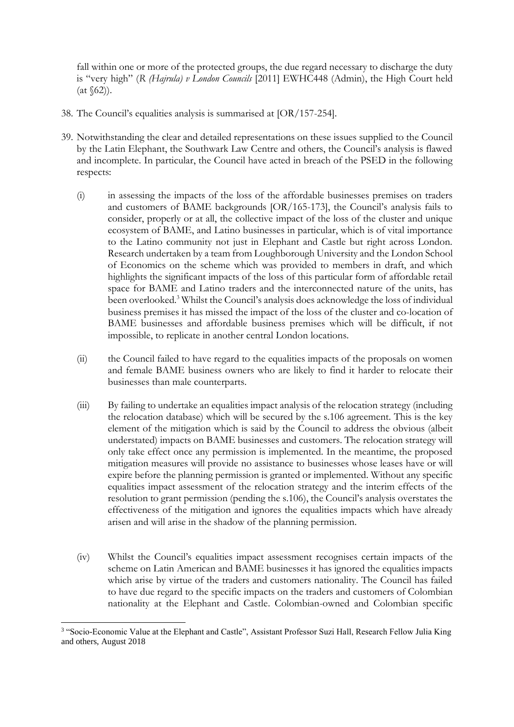fall within one or more of the protected groups, the due regard necessary to discharge the duty is "very high" (*R (Hajrula) v London Councils* [2011] EWHC448 (Admin), the High Court held (at §62)).

38. The Council's equalities analysis is summarised at [OR/157-254].

39. Notwithstanding the clear and detailed representations on these issues supplied to the Council by the Latin Elephant, the Southwark Law Centre and others, the Council's analysis is flawed and incomplete. In particular, the Council have acted in breach of the PSED in the following respects:

    (i) in assessing the impacts of the loss of the affordable businesses premises on traders and customers of BAME backgrounds [OR/165-173], the Council's analysis fails to consider, properly or at all, the collective impact of the loss of the cluster and unique ecosystem of BAME, and Latino businesses in particular, which is of vital importance to the Latino community not just in Elephant and Castle but right across London. Research undertaken by a team from Loughborough University and the London School of Economics on the scheme which was provided to members in draft, and which highlights the significant impacts of the loss of this particular form of affordable retail space for BAME and Latino traders and the interconnected nature of the units, has been overlooked.[3] Whilst the Council's analysis does acknowledge the loss of individual business premises it has missed the impact of the loss of the cluster and co-location of BAME businesses and affordable business premises which will be difficult, if not impossible, to replicate in another central London locations.

    (ii) the Council failed to have regard to the equalities impacts of the proposals on women and female BAME business owners who are likely to find it harder to relocate their businesses than male counterparts.

    (iii) By failing to undertake an equalities impact analysis of the relocation strategy (including the relocation database) which will be secured by the s.106 agreement. This is the key element of the mitigation which is said by the Council to address the obvious (albeit understated) impacts on BAME businesses and customers. The relocation strategy will only take effect once any permission is implemented. In the meantime, the proposed mitigation measures will provide no assistance to businesses whose leases have or will expire before the planning permission is granted or implemented. Without any specific equalities impact assessment of the relocation strategy and the interim effects of the resolution to grant permission (pending the s.106), the Council's analysis overstates the effectiveness of the mitigation and ignores the equalities impacts which have already arisen and will arise in the shadow of the planning permission.

    (iv) Whilst the Council's equalities impact assessment recognises certain impacts of the scheme on Latin American and BAME businesses it has ignored the equalities impacts which arise by virtue of the traders and customers nationality. The Council has failed to have due regard to the specific impacts on the traders and customers of Colombian nationality at the Elephant and Castle. Colombian-owned and Colombian specific

---

[3] "Socio-Economic Value at the Elephant and Castle", Assistant Professor Suzi Hall, Research Fellow Julia King and others, August 2018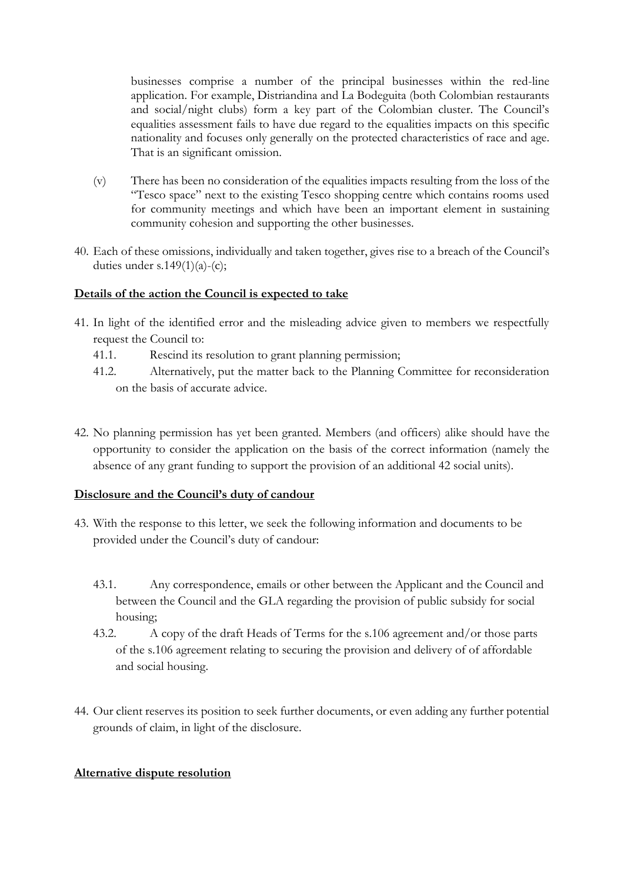businesses comprise a number of the principal businesses within the red-line application. For example, Distriandina and La Bodeguita (both Colombian restaurants and social/night clubs) form a key part of the Colombian cluster. The Council's equalities assessment fails to have due regard to the equalities impacts on this specific nationality and focuses only generally on the protected characteristics of race and age. That is an significant omission.

(v) There has been no consideration of the equalities impacts resulting from the loss of the "Tesco space" next to the existing Tesco shopping centre which contains rooms used for community meetings and which have been an important element in sustaining community cohesion and supporting the other businesses.

40. Each of these omissions, individually and taken together, gives rise to a breach of the Council's duties under s.149(1)(a)-(c);

**<u>Details of the action the Council is expected to take</u>**

41. In light of the identified error and the misleading advice given to members we respectfully request the Council to:
    41.1. Rescind its resolution to grant planning permission;
    41.2. Alternatively, put the matter back to the Planning Committee for reconsideration on the basis of accurate advice.

42. No planning permission has yet been granted. Members (and officers) alike should have the opportunity to consider the application on the basis of the correct information (namely the absence of any grant funding to support the provision of an additional 42 social units).

**<u>Disclosure and the Council's duty of candour</u>**

43. With the response to this letter, we seek the following information and documents to be provided under the Council's duty of candour:

    43.1. Any correspondence, emails or other between the Applicant and the Council and between the Council and the GLA regarding the provision of public subsidy for social housing;
    43.2. A copy of the draft Heads of Terms for the s.106 agreement and/or those parts of the s.106 agreement relating to securing the provision and delivery of of affordable and social housing.

44. Our client reserves its position to seek further documents, or even adding any further potential grounds of claim, in light of the disclosure.

**<u>Alternative dispute resolution</u>**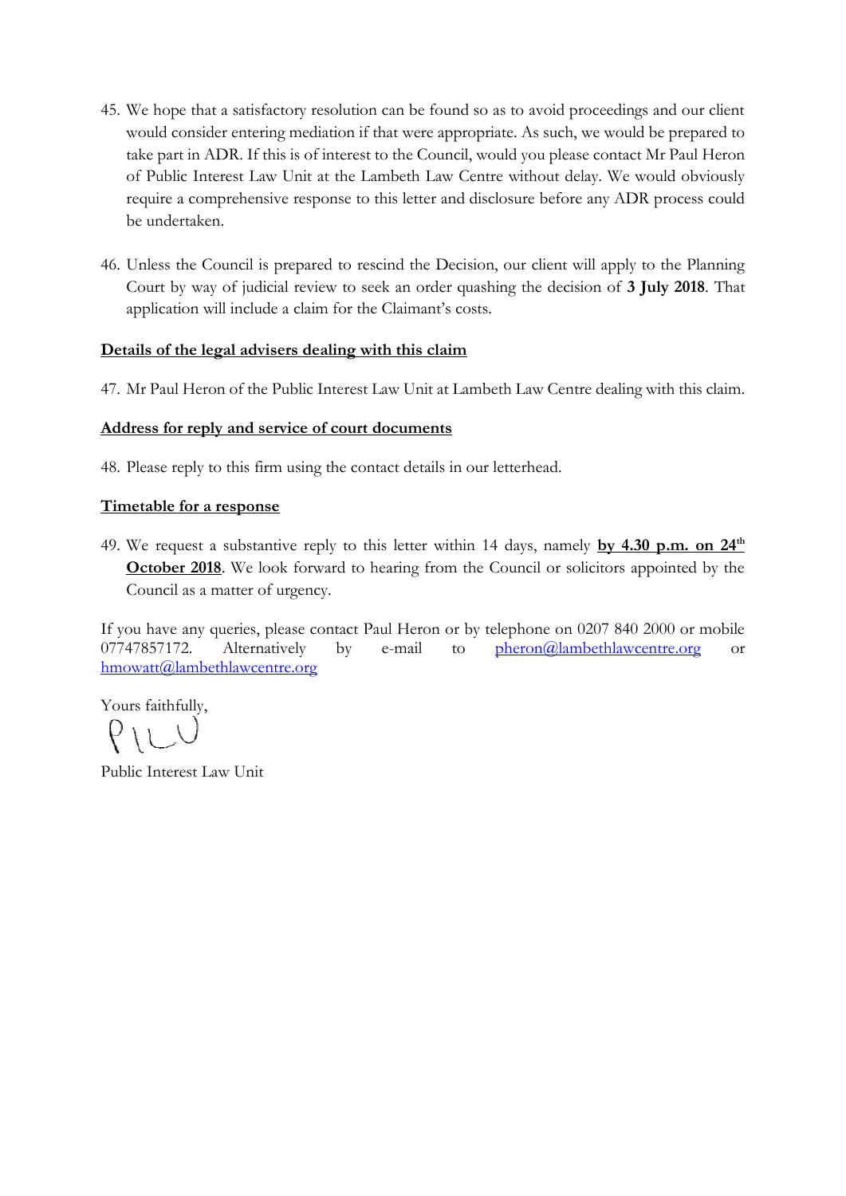45. We hope that a satisfactory resolution can be found so as to avoid proceedings and our client would consider entering mediation if that were appropriate. As such, we would be prepared to take part in ADR. If this is of interest to the Council, would you please contact Mr Paul Heron of Public Interest Law Unit at the Lambeth Law Centre without delay. We would obviously require a comprehensive response to this letter and disclosure before any ADR process could be undertaken.

46. Unless the Council is prepared to rescind the Decision, our client will apply to the Planning Court by way of judicial review to seek an order quashing the decision of **3 July 2018**. That application will include a claim for the Claimant's costs.

**Details of the legal advisers dealing with this claim**

47. Mr Paul Heron of the Public Interest Law Unit at Lambeth Law Centre dealing with this claim.

**Address for reply and service of court documents**

48. Please reply to this firm using the contact details in our letterhead.

**Timetable for a response**

49. We request a substantive reply to this letter within 14 days, namely **by 4.30 p.m. on 24th October 2018**. We look forward to hearing from the Council or solicitors appointed by the Council as a matter of urgency.

If you have any queries, please contact Paul Heron or by telephone on 0207 840 2000 or mobile 07747857172. Alternatively by e-mail to pheron@lambethlawcentre.org or hmowatt@lambethlawcentre.org

Yours faithfully,

PILU

Public Interest Law Unit